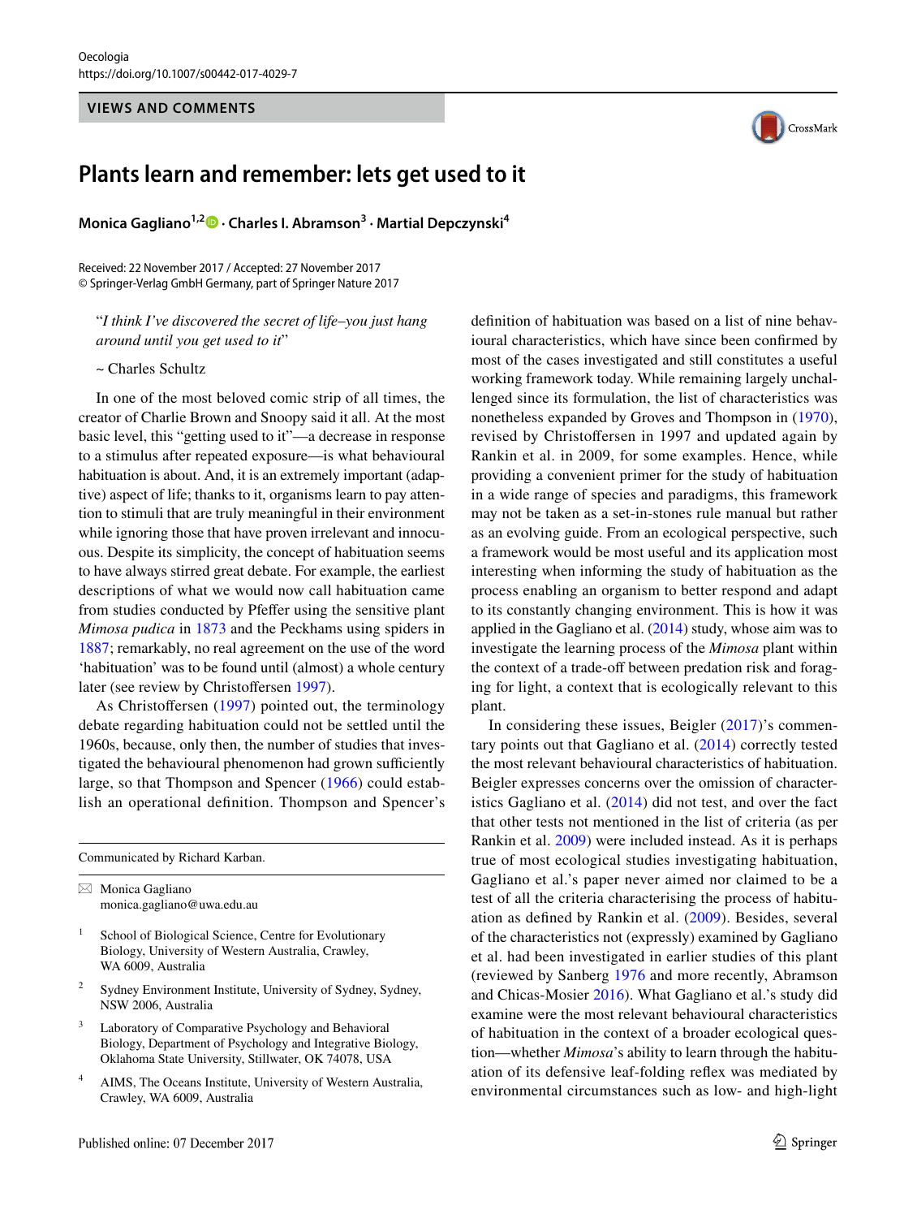VIEWS AND COMMENTS

# Plants learn and remember: lets get used to it

**Monica Gagliano[1,2] · Charles I. Abramson[3] · Martial Depczynski[4]**

Received: 22 November 2017 / Accepted: 27 November 2017
© Springer-Verlag GmbH Germany, part of Springer Nature 2017

> "*I think I've discovered the secret of life–you just hang around until you get used to it*"
>
> ~ Charles Schultz

In one of the most beloved comic strip of all times, the creator of Charlie Brown and Snoopy said it all. At the most basic level, this "getting used to it"—a decrease in response to a stimulus after repeated exposure—is what behavioural habituation is about. And, it is an extremely important (adaptive) aspect of life; thanks to it, organisms learn to pay attention to stimuli that are truly meaningful in their environment while ignoring those that have proven irrelevant and innocuous. Despite its simplicity, the concept of habituation seems to have always stirred great debate. For example, the earliest descriptions of what we would now call habituation came from studies conducted by Pfeffer using the sensitive plant *Mimosa pudica* in 1873 and the Peckhams using spiders in 1887; remarkably, no real agreement on the use of the word 'habituation' was to be found until (almost) a whole century later (see review by Christoffersen 1997).

As Christoffersen (1997) pointed out, the terminology debate regarding habituation could not be settled until the 1960s, because, only then, the number of studies that investigated the behavioural phenomenon had grown sufficiently large, so that Thompson and Spencer (1966) could establish an operational definition. Thompson and Spencer's definition of habituation was based on a list of nine behavioural characteristics, which have since been confirmed by most of the cases investigated and still constitutes a useful working framework today. While remaining largely unchallenged since its formulation, the list of characteristics was nonetheless expanded by Groves and Thompson in (1970), revised by Christoffersen in 1997 and updated again by Rankin et al. in 2009, for some examples. Hence, while providing a convenient primer for the study of habituation in a wide range of species and paradigms, this framework may not be taken as a set-in-stones rule manual but rather as an evolving guide. From an ecological perspective, such a framework would be most useful and its application most interesting when informing the study of habituation as the process enabling an organism to better respond and adapt to its constantly changing environment. This is how it was applied in the Gagliano et al. (2014) study, whose aim was to investigate the learning process of the *Mimosa* plant within the context of a trade-off between predation risk and foraging for light, a context that is ecologically relevant to this plant.

In considering these issues, Beigler (2017)'s commentary points out that Gagliano et al. (2014) correctly tested the most relevant behavioural characteristics of habituation. Beigler expresses concerns over the omission of characteristics Gagliano et al. (2014) did not test, and over the fact that other tests not mentioned in the list of criteria (as per Rankin et al. 2009) were included instead. As it is perhaps true of most ecological studies investigating habituation, Gagliano et al.'s paper never aimed nor claimed to be a test of all the criteria characterising the process of habituation as defined by Rankin et al. (2009). Besides, several of the characteristics not (expressly) examined by Gagliano et al. had been investigated in earlier studies of this plant (reviewed by Sanberg 1976 and more recently, Abramson and Chicas-Mosier 2016). What Gagliano et al.'s study did examine were the most relevant behavioural characteristics of habituation in the context of a broader ecological question—whether *Mimosa*'s ability to learn through the habituation of its defensive leaf-folding reflex was mediated by environmental circumstances such as low- and high-light

---

Communicated by Richard Karban.

✉ Monica Gagliano
monica.gagliano@uwa.edu.au

1 School of Biological Science, Centre for Evolutionary Biology, University of Western Australia, Crawley, WA 6009, Australia

2 Sydney Environment Institute, University of Sydney, Sydney, NSW 2006, Australia

3 Laboratory of Comparative Psychology and Behavioral Biology, Department of Psychology and Integrative Biology, Oklahoma State University, Stillwater, OK 74078, USA

4 AIMS, The Oceans Institute, University of Western Australia, Crawley, WA 6009, Australia

Published online: 07 December 2017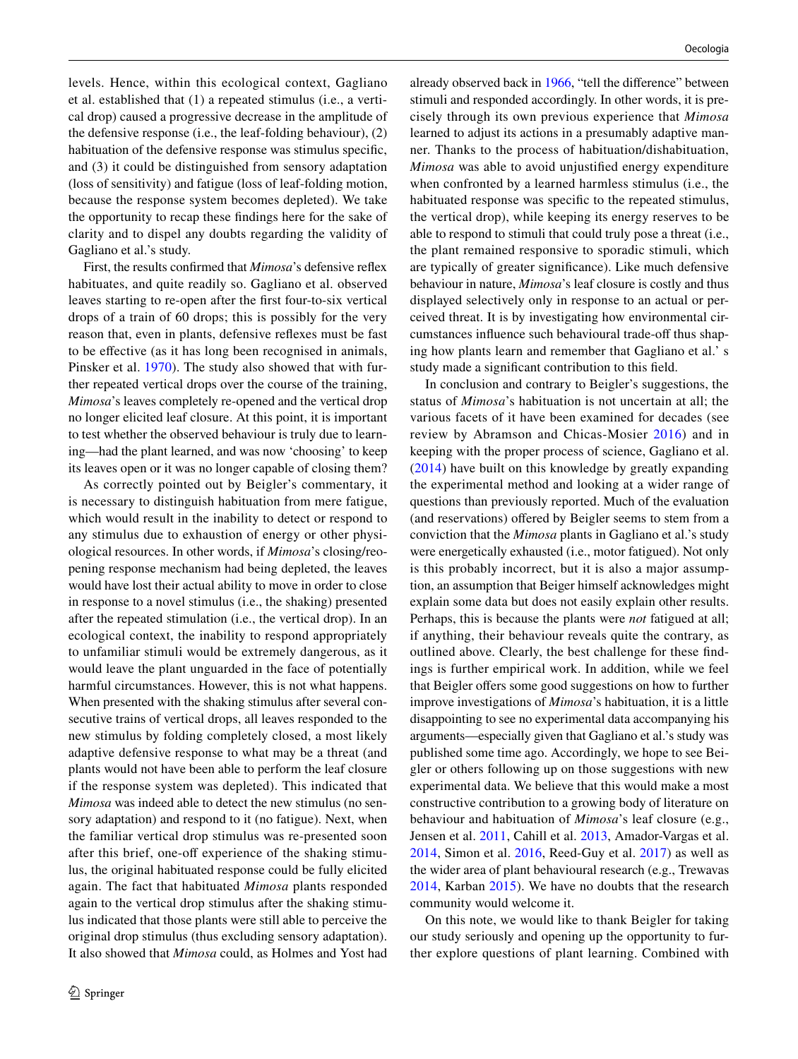levels. Hence, within this ecological context, Gagliano et al. established that (1) a repeated stimulus (i.e., a vertical drop) caused a progressive decrease in the amplitude of the defensive response (i.e., the leaf-folding behaviour), (2) habituation of the defensive response was stimulus specific, and (3) it could be distinguished from sensory adaptation (loss of sensitivity) and fatigue (loss of leaf-folding motion, because the response system becomes depleted). We take the opportunity to recap these findings here for the sake of clarity and to dispel any doubts regarding the validity of Gagliano et al.'s study.

First, the results confirmed that *Mimosa*'s defensive reflex habituates, and quite readily so. Gagliano et al. observed leaves starting to re-open after the first four-to-six vertical drops of a train of 60 drops; this is possibly for the very reason that, even in plants, defensive reflexes must be fast to be effective (as it has long been recognised in animals, Pinsker et al. 1970). The study also showed that with further repeated vertical drops over the course of the training, *Mimosa*'s leaves completely re-opened and the vertical drop no longer elicited leaf closure. At this point, it is important to test whether the observed behaviour is truly due to learning—had the plant learned, and was now 'choosing' to keep its leaves open or it was no longer capable of closing them?

As correctly pointed out by Beigler's commentary, it is necessary to distinguish habituation from mere fatigue, which would result in the inability to detect or respond to any stimulus due to exhaustion of energy or other physiological resources. In other words, if *Mimosa*'s closing/reopening response mechanism had being depleted, the leaves would have lost their actual ability to move in order to close in response to a novel stimulus (i.e., the shaking) presented after the repeated stimulation (i.e., the vertical drop). In an ecological context, the inability to respond appropriately to unfamiliar stimuli would be extremely dangerous, as it would leave the plant unguarded in the face of potentially harmful circumstances. However, this is not what happens. When presented with the shaking stimulus after several consecutive trains of vertical drops, all leaves responded to the new stimulus by folding completely closed, a most likely adaptive defensive response to what may be a threat (and plants would not have been able to perform the leaf closure if the response system was depleted). This indicated that *Mimosa* was indeed able to detect the new stimulus (no sensory adaptation) and respond to it (no fatigue). Next, when the familiar vertical drop stimulus was re-presented soon after this brief, one-off experience of the shaking stimulus, the original habituated response could be fully elicited again. The fact that habituated *Mimosa* plants responded again to the vertical drop stimulus after the shaking stimulus indicated that those plants were still able to perceive the original drop stimulus (thus excluding sensory adaptation). It also showed that *Mimosa* could, as Holmes and Yost had already observed back in 1966, "tell the difference" between stimuli and responded accordingly. In other words, it is precisely through its own previous experience that *Mimosa* learned to adjust its actions in a presumably adaptive manner. Thanks to the process of habituation/dishabituation, *Mimosa* was able to avoid unjustified energy expenditure when confronted by a learned harmless stimulus (i.e., the habituated response was specific to the repeated stimulus, the vertical drop), while keeping its energy reserves to be able to respond to stimuli that could truly pose a threat (i.e., the plant remained responsive to sporadic stimuli, which are typically of greater significance). Like much defensive behaviour in nature, *Mimosa*'s leaf closure is costly and thus displayed selectively only in response to an actual or perceived threat. It is by investigating how environmental circumstances influence such behavioural trade-off thus shaping how plants learn and remember that Gagliano et al.' s study made a significant contribution to this field.

In conclusion and contrary to Beigler's suggestions, the status of *Mimosa*'s habituation is not uncertain at all; the various facets of it have been examined for decades (see review by Abramson and Chicas-Mosier 2016) and in keeping with the proper process of science, Gagliano et al. (2014) have built on this knowledge by greatly expanding the experimental method and looking at a wider range of questions than previously reported. Much of the evaluation (and reservations) offered by Beigler seems to stem from a conviction that the *Mimosa* plants in Gagliano et al.'s study were energetically exhausted (i.e., motor fatigued). Not only is this probably incorrect, but it is also a major assumption, an assumption that Beiger himself acknowledges might explain some data but does not easily explain other results. Perhaps, this is because the plants were *not* fatigued at all; if anything, their behaviour reveals quite the contrary, as outlined above. Clearly, the best challenge for these findings is further empirical work. In addition, while we feel that Beigler offers some good suggestions on how to further improve investigations of *Mimosa*'s habituation, it is a little disappointing to see no experimental data accompanying his arguments—especially given that Gagliano et al.'s study was published some time ago. Accordingly, we hope to see Beigler or others following up on those suggestions with new experimental data. We believe that this would make a most constructive contribution to a growing body of literature on behaviour and habituation of *Mimosa*'s leaf closure (e.g., Jensen et al. 2011, Cahill et al. 2013, Amador-Vargas et al. 2014, Simon et al. 2016, Reed-Guy et al. 2017) as well as the wider area of plant behavioural research (e.g., Trewavas 2014, Karban 2015). We have no doubts that the research community would welcome it.

On this note, we would like to thank Beigler for taking our study seriously and opening up the opportunity to further explore questions of plant learning. Combined with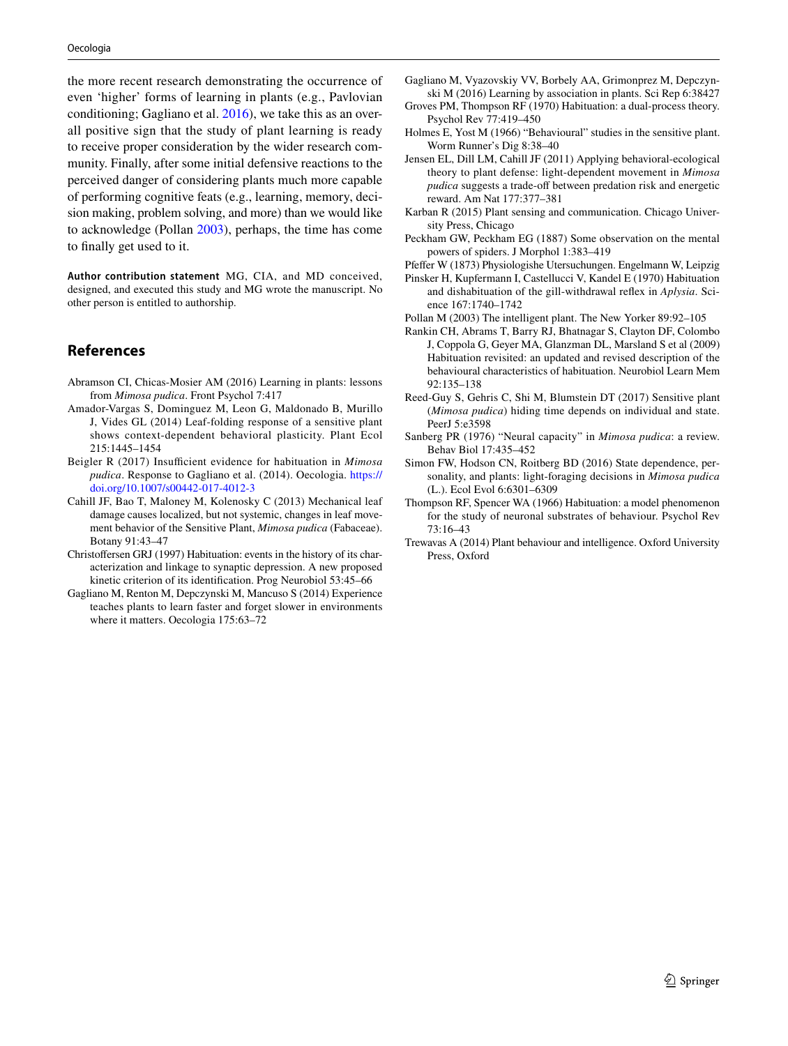the more recent research demonstrating the occurrence of even 'higher' forms of learning in plants (e.g., Pavlovian conditioning; Gagliano et al. 2016), we take this as an overall positive sign that the study of plant learning is ready to receive proper consideration by the wider research community. Finally, after some initial defensive reactions to the perceived danger of considering plants much more capable of performing cognitive feats (e.g., learning, memory, decision making, problem solving, and more) than we would like to acknowledge (Pollan 2003), perhaps, the time has come to finally get used to it.

**Author contribution statement** MG, CIA, and MD conceived, designed, and executed this study and MG wrote the manuscript. No other person is entitled to authorship.

## References

Abramson CI, Chicas-Mosier AM (2016) Learning in plants: lessons from *Mimosa pudica*. Front Psychol 7:417

Amador-Vargas S, Dominguez M, Leon G, Maldonado B, Murillo J, Vides GL (2014) Leaf-folding response of a sensitive plant shows context-dependent behavioral plasticity. Plant Ecol 215:1445–1454

Beigler R (2017) Insufficient evidence for habituation in *Mimosa pudica*. Response to Gagliano et al. (2014). Oecologia. https://doi.org/10.1007/s00442-017-4012-3

Cahill JF, Bao T, Maloney M, Kolenosky C (2013) Mechanical leaf damage causes localized, but not systemic, changes in leaf movement behavior of the Sensitive Plant, *Mimosa pudica* (Fabaceae). Botany 91:43–47

Christoffersen GRJ (1997) Habituation: events in the history of its characterization and linkage to synaptic depression. A new proposed kinetic criterion of its identification. Prog Neurobiol 53:45–66

Gagliano M, Renton M, Depczynski M, Mancuso S (2014) Experience teaches plants to learn faster and forget slower in environments where it matters. Oecologia 175:63–72

Gagliano M, Vyazovskiy VV, Borbely AA, Grimonprez M, Depczynski M (2016) Learning by association in plants. Sci Rep 6:38427

Groves PM, Thompson RF (1970) Habituation: a dual-process theory. Psychol Rev 77:419–450

Holmes E, Yost M (1966) "Behavioural" studies in the sensitive plant. Worm Runner's Dig 8:38–40

Jensen EL, Dill LM, Cahill JF (2011) Applying behavioral-ecological theory to plant defense: light-dependent movement in *Mimosa pudica* suggests a trade-off between predation risk and energetic reward. Am Nat 177:377–381

Karban R (2015) Plant sensing and communication. Chicago University Press, Chicago

Peckham GW, Peckham EG (1887) Some observation on the mental powers of spiders. J Morphol 1:383–419

Pfeffer W (1873) Physiologishe Utersuchungen. Engelmann W, Leipzig

Pinsker H, Kupfermann I, Castellucci V, Kandel E (1970) Habituation and dishabituation of the gill-withdrawal reflex in *Aplysia*. Science 167:1740–1742

Pollan M (2003) The intelligent plant. The New Yorker 89:92–105

Rankin CH, Abrams T, Barry RJ, Bhatnagar S, Clayton DF, Colombo J, Coppola G, Geyer MA, Glanzman DL, Marsland S et al (2009) Habituation revisited: an updated and revised description of the behavioural characteristics of habituation. Neurobiol Learn Mem 92:135–138

Reed-Guy S, Gehris C, Shi M, Blumstein DT (2017) Sensitive plant (*Mimosa pudica*) hiding time depends on individual and state. PeerJ 5:e3598

Sanberg PR (1976) "Neural capacity" in *Mimosa pudica*: a review. Behav Biol 17:435–452

Simon FW, Hodson CN, Roitberg BD (2016) State dependence, personality, and plants: light-foraging decisions in *Mimosa pudica* (L.). Ecol Evol 6:6301–6309

Thompson RF, Spencer WA (1966) Habituation: a model phenomenon for the study of neuronal substrates of behaviour. Psychol Rev 73:16–43

Trewavas A (2014) Plant behaviour and intelligence. Oxford University Press, Oxford